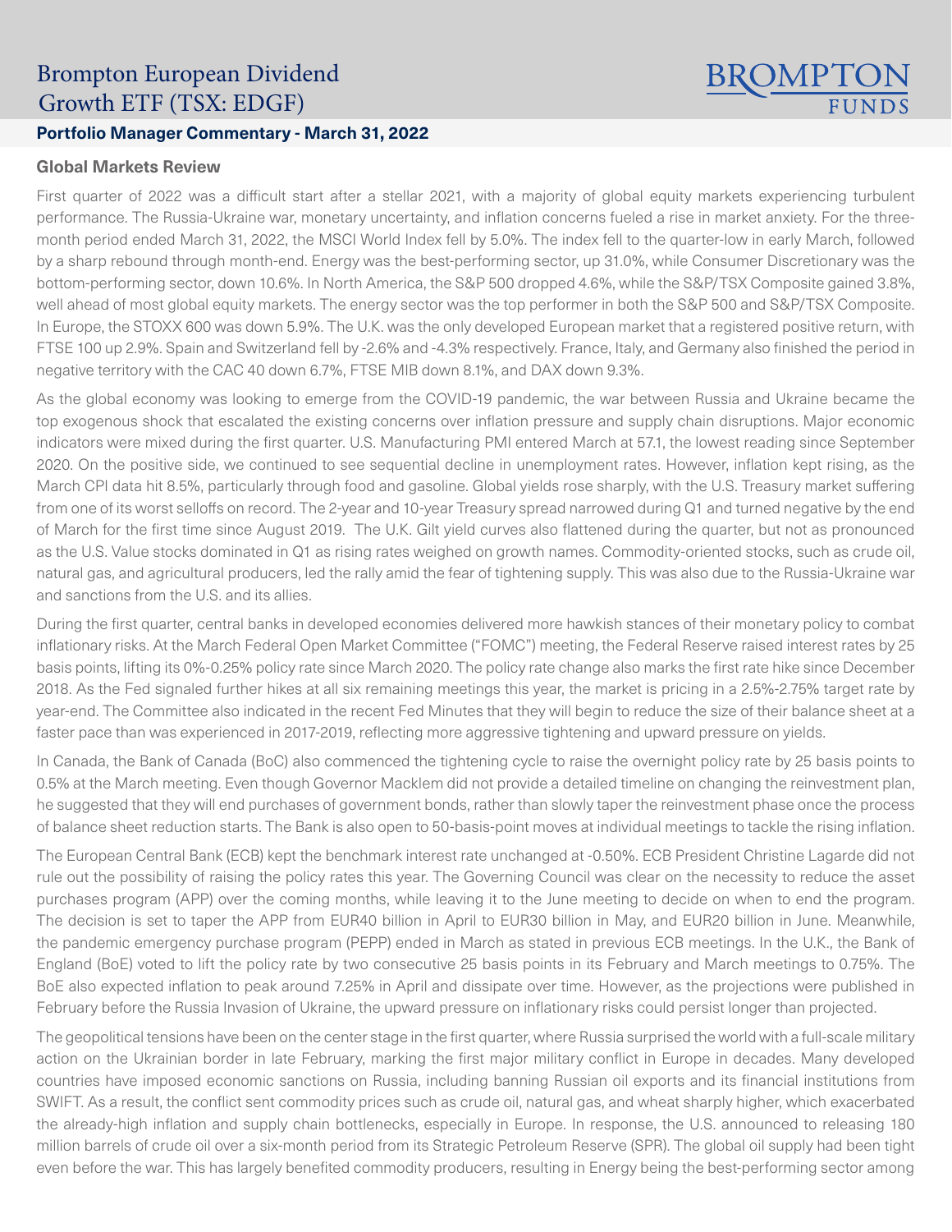# Brompton European Dividend Growth ETF (TSX: EDGF)

BROMPTON FUNDS

**Portfolio Manager Commentary - March 31, 2022**

## Global Markets Review

First quarter of 2022 was a difficult start after a stellar 2021, with a majority of global equity markets experiencing turbulent performance. The Russia-Ukraine war, monetary uncertainty, and inflation concerns fueled a rise in market anxiety. For the three-month period ended March 31, 2022, the MSCI World Index fell by 5.0%. The index fell to the quarter-low in early March, followed by a sharp rebound through month-end. Energy was the best-performing sector, up 31.0%, while Consumer Discretionary was the bottom-performing sector, down 10.6%. In North America, the S&P 500 dropped 4.6%, while the S&P/TSX Composite gained 3.8%, well ahead of most global equity markets. The energy sector was the top performer in both the S&P 500 and S&P/TSX Composite. In Europe, the STOXX 600 was down 5.9%. The U.K. was the only developed European market that a registered positive return, with FTSE 100 up 2.9%. Spain and Switzerland fell by -2.6% and -4.3% respectively. France, Italy, and Germany also finished the period in negative territory with the CAC 40 down 6.7%, FTSE MIB down 8.1%, and DAX down 9.3%.

As the global economy was looking to emerge from the COVID-19 pandemic, the war between Russia and Ukraine became the top exogenous shock that escalated the existing concerns over inflation pressure and supply chain disruptions. Major economic indicators were mixed during the first quarter. U.S. Manufacturing PMI entered March at 57.1, the lowest reading since September 2020. On the positive side, we continued to see sequential decline in unemployment rates. However, inflation kept rising, as the March CPI data hit 8.5%, particularly through food and gasoline. Global yields rose sharply, with the U.S. Treasury market suffering from one of its worst selloffs on record. The 2-year and 10-year Treasury spread narrowed during Q1 and turned negative by the end of March for the first time since August 2019. The U.K. Gilt yield curves also flattened during the quarter, but not as pronounced as the U.S. Value stocks dominated in Q1 as rising rates weighed on growth names. Commodity-oriented stocks, such as crude oil, natural gas, and agricultural producers, led the rally amid the fear of tightening supply. This was also due to the Russia-Ukraine war and sanctions from the U.S. and its allies.

During the first quarter, central banks in developed economies delivered more hawkish stances of their monetary policy to combat inflationary risks. At the March Federal Open Market Committee ("FOMC") meeting, the Federal Reserve raised interest rates by 25 basis points, lifting its 0%-0.25% policy rate since March 2020. The policy rate change also marks the first rate hike since December 2018. As the Fed signaled further hikes at all six remaining meetings this year, the market is pricing in a 2.5%-2.75% target rate by year-end. The Committee also indicated in the recent Fed Minutes that they will begin to reduce the size of their balance sheet at a faster pace than was experienced in 2017-2019, reflecting more aggressive tightening and upward pressure on yields.

In Canada, the Bank of Canada (BoC) also commenced the tightening cycle to raise the overnight policy rate by 25 basis points to 0.5% at the March meeting. Even though Governor Macklem did not provide a detailed timeline on changing the reinvestment plan, he suggested that they will end purchases of government bonds, rather than slowly taper the reinvestment phase once the process of balance sheet reduction starts. The Bank is also open to 50-basis-point moves at individual meetings to tackle the rising inflation.

The European Central Bank (ECB) kept the benchmark interest rate unchanged at -0.50%. ECB President Christine Lagarde did not rule out the possibility of raising the policy rates this year. The Governing Council was clear on the necessity to reduce the asset purchases program (APP) over the coming months, while leaving it to the June meeting to decide on when to end the program. The decision is set to taper the APP from EUR40 billion in April to EUR30 billion in May, and EUR20 billion in June. Meanwhile, the pandemic emergency purchase program (PEPP) ended in March as stated in previous ECB meetings. In the U.K., the Bank of England (BoE) voted to lift the policy rate by two consecutive 25 basis points in its February and March meetings to 0.75%. The BoE also expected inflation to peak around 7.25% in April and dissipate over time. However, as the projections were published in February before the Russia Invasion of Ukraine, the upward pressure on inflationary risks could persist longer than projected.

The geopolitical tensions have been on the center stage in the first quarter, where Russia surprised the world with a full-scale military action on the Ukrainian border in late February, marking the first major military conflict in Europe in decades. Many developed countries have imposed economic sanctions on Russia, including banning Russian oil exports and its financial institutions from SWIFT. As a result, the conflict sent commodity prices such as crude oil, natural gas, and wheat sharply higher, which exacerbated the already-high inflation and supply chain bottlenecks, especially in Europe. In response, the U.S. announced to releasing 180 million barrels of crude oil over a six-month period from its Strategic Petroleum Reserve (SPR). The global oil supply had been tight even before the war. This has largely benefited commodity producers, resulting in Energy being the best-performing sector among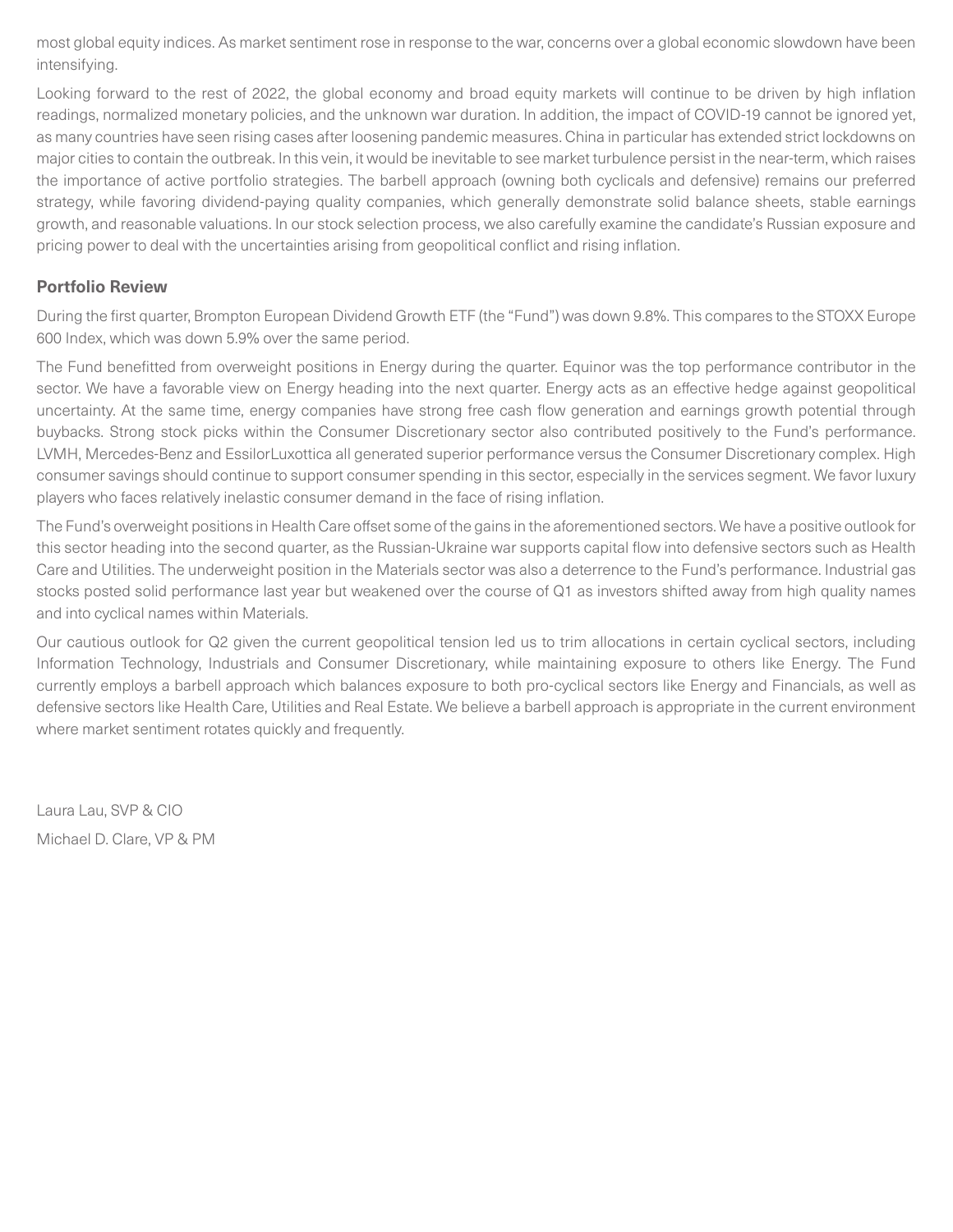most global equity indices. As market sentiment rose in response to the war, concerns over a global economic slowdown have been intensifying.

Looking forward to the rest of 2022, the global economy and broad equity markets will continue to be driven by high inflation readings, normalized monetary policies, and the unknown war duration. In addition, the impact of COVID-19 cannot be ignored yet, as many countries have seen rising cases after loosening pandemic measures. China in particular has extended strict lockdowns on major cities to contain the outbreak. In this vein, it would be inevitable to see market turbulence persist in the near-term, which raises the importance of active portfolio strategies. The barbell approach (owning both cyclicals and defensive) remains our preferred strategy, while favoring dividend-paying quality companies, which generally demonstrate solid balance sheets, stable earnings growth, and reasonable valuations. In our stock selection process, we also carefully examine the candidate's Russian exposure and pricing power to deal with the uncertainties arising from geopolitical conflict and rising inflation.

## Portfolio Review

During the first quarter, Brompton European Dividend Growth ETF (the "Fund") was down 9.8%. This compares to the STOXX Europe 600 Index, which was down 5.9% over the same period.

The Fund benefitted from overweight positions in Energy during the quarter. Equinor was the top performance contributor in the sector. We have a favorable view on Energy heading into the next quarter. Energy acts as an effective hedge against geopolitical uncertainty. At the same time, energy companies have strong free cash flow generation and earnings growth potential through buybacks. Strong stock picks within the Consumer Discretionary sector also contributed positively to the Fund's performance. LVMH, Mercedes-Benz and EssilorLuxottica all generated superior performance versus the Consumer Discretionary complex. High consumer savings should continue to support consumer spending in this sector, especially in the services segment. We favor luxury players who faces relatively inelastic consumer demand in the face of rising inflation.

The Fund's overweight positions in Health Care offset some of the gains in the aforementioned sectors. We have a positive outlook for this sector heading into the second quarter, as the Russian-Ukraine war supports capital flow into defensive sectors such as Health Care and Utilities. The underweight position in the Materials sector was also a deterrence to the Fund's performance. Industrial gas stocks posted solid performance last year but weakened over the course of Q1 as investors shifted away from high quality names and into cyclical names within Materials.

Our cautious outlook for Q2 given the current geopolitical tension led us to trim allocations in certain cyclical sectors, including Information Technology, Industrials and Consumer Discretionary, while maintaining exposure to others like Energy. The Fund currently employs a barbell approach which balances exposure to both pro-cyclical sectors like Energy and Financials, as well as defensive sectors like Health Care, Utilities and Real Estate. We believe a barbell approach is appropriate in the current environment where market sentiment rotates quickly and frequently.

Laura Lau, SVP & CIO

Michael D. Clare, VP & PM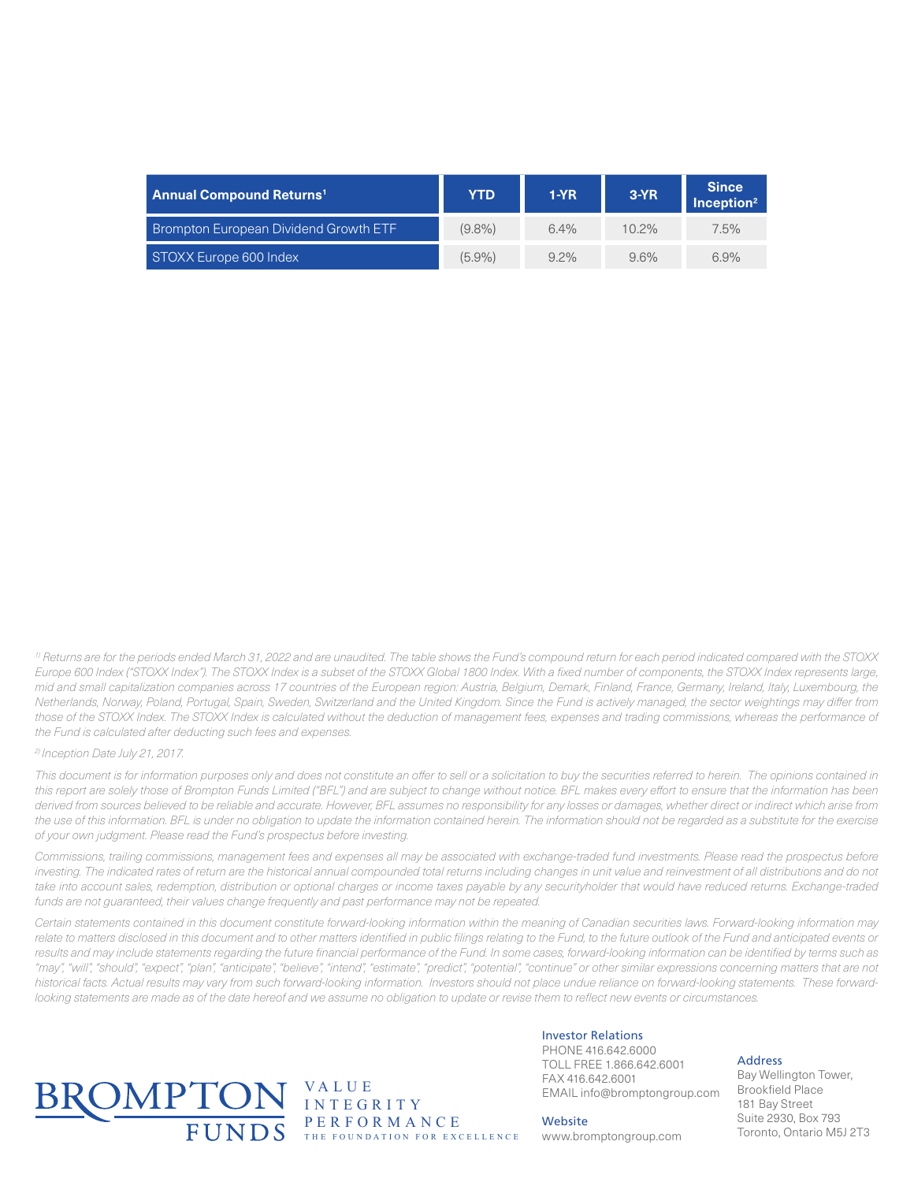| Annual Compound Returns[1] | YTD | 1-YR | 3-YR | Since Inception[2] |
| --- | --- | --- | --- | --- |
| Brompton European Dividend Growth ETF | (9.8%) | 6.4% | 10.2% | 7.5% |
| STOXX Europe 600 Index | (5.9%) | 9.2% | 9.6% | 6.9% |

*[1] Returns are for the periods ended March 31, 2022 and are unaudited. The table shows the Fund's compound return for each period indicated compared with the STOXX Europe 600 Index ("STOXX Index"). The STOXX Index is a subset of the STOXX Global 1800 Index. With a fixed number of components, the STOXX Index represents large, mid and small capitalization companies across 17 countries of the European region: Austria, Belgium, Demark, Finland, France, Germany, Ireland, Italy, Luxembourg, the Netherlands, Norway, Poland, Portugal, Spain, Sweden, Switzerland and the United Kingdom. Since the Fund is actively managed, the sector weightings may differ from those of the STOXX Index. The STOXX Index is calculated without the deduction of management fees, expenses and trading commissions, whereas the performance of the Fund is calculated after deducting such fees and expenses.*

*[2] Inception Date July 21, 2017.*

*This document is for information purposes only and does not constitute an offer to sell or a solicitation to buy the securities referred to herein. The opinions contained in this report are solely those of Brompton Funds Limited ("BFL") and are subject to change without notice. BFL makes every effort to ensure that the information has been derived from sources believed to be reliable and accurate. However, BFL assumes no responsibility for any losses or damages, whether direct or indirect which arise from the use of this information. BFL is under no obligation to update the information contained herein. The information should not be regarded as a substitute for the exercise of your own judgment. Please read the Fund's prospectus before investing.*

*Commissions, trailing commissions, management fees and expenses all may be associated with exchange-traded fund investments. Please read the prospectus before investing. The indicated rates of return are the historical annual compounded total returns including changes in unit value and reinvestment of all distributions and do not take into account sales, redemption, distribution or optional charges or income taxes payable by any securityholder that would have reduced returns. Exchange-traded funds are not guaranteed, their values change frequently and past performance may not be repeated.*

*Certain statements contained in this document constitute forward-looking information within the meaning of Canadian securities laws. Forward-looking information may relate to matters disclosed in this document and to other matters identified in public filings relating to the Fund, to the future outlook of the Fund and anticipated events or results and may include statements regarding the future financial performance of the Fund. In some cases, forward-looking information can be identified by terms such as "may", "will", "should", "expect", "plan", "anticipate", "believe", "intend", "estimate", "predict", "potential", "continue" or other similar expressions concerning matters that are not historical facts. Actual results may vary from such forward-looking information. Investors should not place undue reliance on forward-looking statements. These forward-looking statements are made as of the date hereof and we assume no obligation to update or revise them to reflect new events or circumstances.*

BROMPTON FUNDS

VALUE
INTEGRITY
PERFORMANCE
THE FOUNDATION FOR EXCELLENCE

**Investor Relations**
PHONE 416.642.6000
TOLL FREE 1.866.642.6001
FAX 416.642.6001
EMAIL info@bromptongroup.com

**Website**
www.bromptongroup.com

**Address**
Bay Wellington Tower,
Brookfield Place
181 Bay Street
Suite 2930, Box 793
Toronto, Ontario M5J 2T3